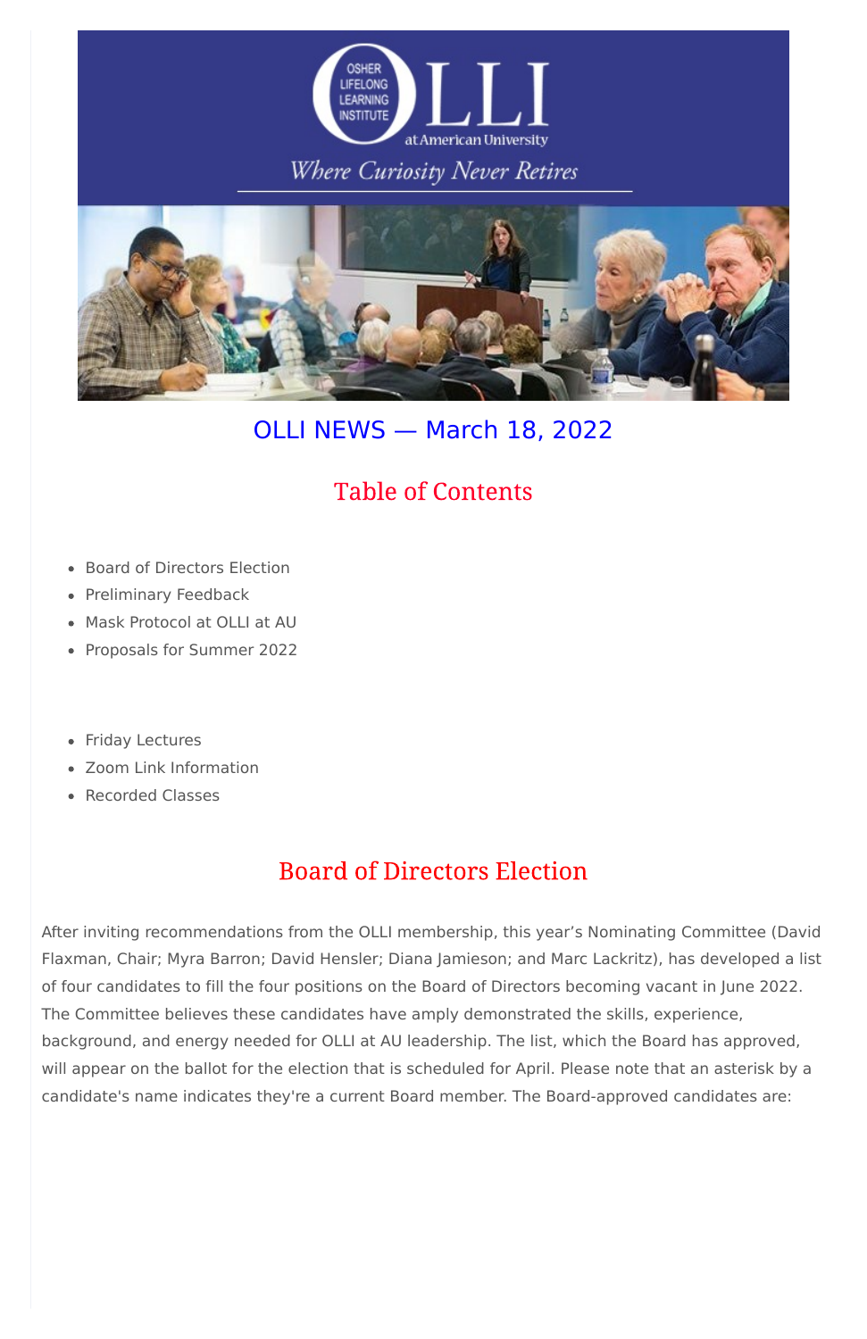# OLLI NEWS — March 18, 2022

## Table of Contents

- Board of Directors Election
- Preliminary Feedback
- Mask Protocol at OLLI at AU
- Proposals for Summer 2022

- Friday Lectures
- Zoom Link Information
- Recorded Classes

## Board of Directors Election

After inviting recommendations from the OLLI membership, this year's Nominating Committee (David Flaxman, Chair; Myra Barron; David Hensler; Diana Jamieson; and Marc Lackritz), has developed a list of four candidates to fill the four positions on the Board of Directors becoming vacant in June 2022. The Committee believes these candidates have amply demonstrated the skills, experience, background, and energy needed for OLLI at AU leadership. The list, which the Board has approved, will appear on the ballot for the election that is scheduled for April. Please note that an asterisk by a candidate's name indicates they're a current Board member. The Board-approved candidates are: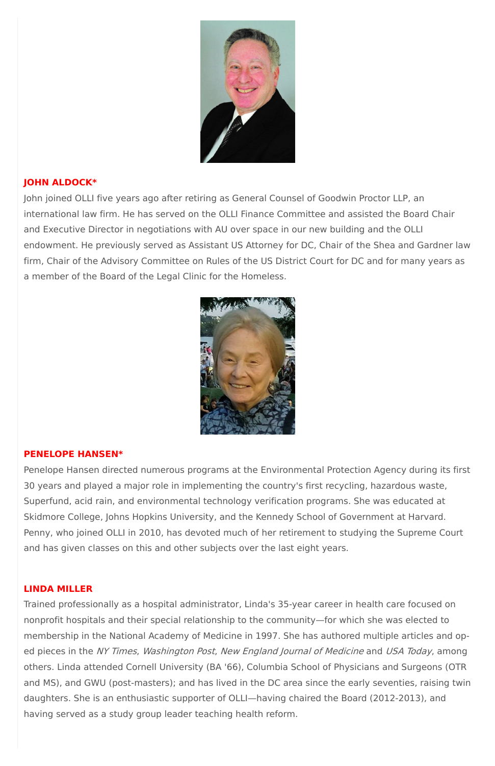### JOHN ALDOCK*

John joined OLLI five years ago after retiring as General Counsel of Goodwin Proctor LLP, an international law firm. He has served on the OLLI Finance Committee and assisted the Board Chair and Executive Director in negotiations with AU over space in our new building and the OLLI endowment. He previously served as Assistant US Attorney for DC, Chair of the Shea and Gardner law firm, Chair of the Advisory Committee on Rules of the US District Court for DC and for many years as a member of the Board of the Legal Clinic for the Homeless.

### PENELOPE HANSEN*

Penelope Hansen directed numerous programs at the Environmental Protection Agency during its first 30 years and played a major role in implementing the country's first recycling, hazardous waste, Superfund, acid rain, and environmental technology verification programs. She was educated at Skidmore College, Johns Hopkins University, and the Kennedy School of Government at Harvard. Penny, who joined OLLI in 2010, has devoted much of her retirement to studying the Supreme Court and has given classes on this and other subjects over the last eight years.

### LINDA MILLER

Trained professionally as a hospital administrator, Linda's 35-year career in health care focused on nonprofit hospitals and their special relationship to the community—for which she was elected to membership in the National Academy of Medicine in 1997. She has authored multiple articles and op-ed pieces in the *NY Times*, *Washington Post*, *New England Journal of Medicine* and *USA Today*, among others. Linda attended Cornell University (BA '66), Columbia School of Physicians and Surgeons (OTR and MS), and GWU (post-masters); and has lived in the DC area since the early seventies, raising twin daughters. She is an enthusiastic supporter of OLLI—having chaired the Board (2012-2013), and having served as a study group leader teaching health reform.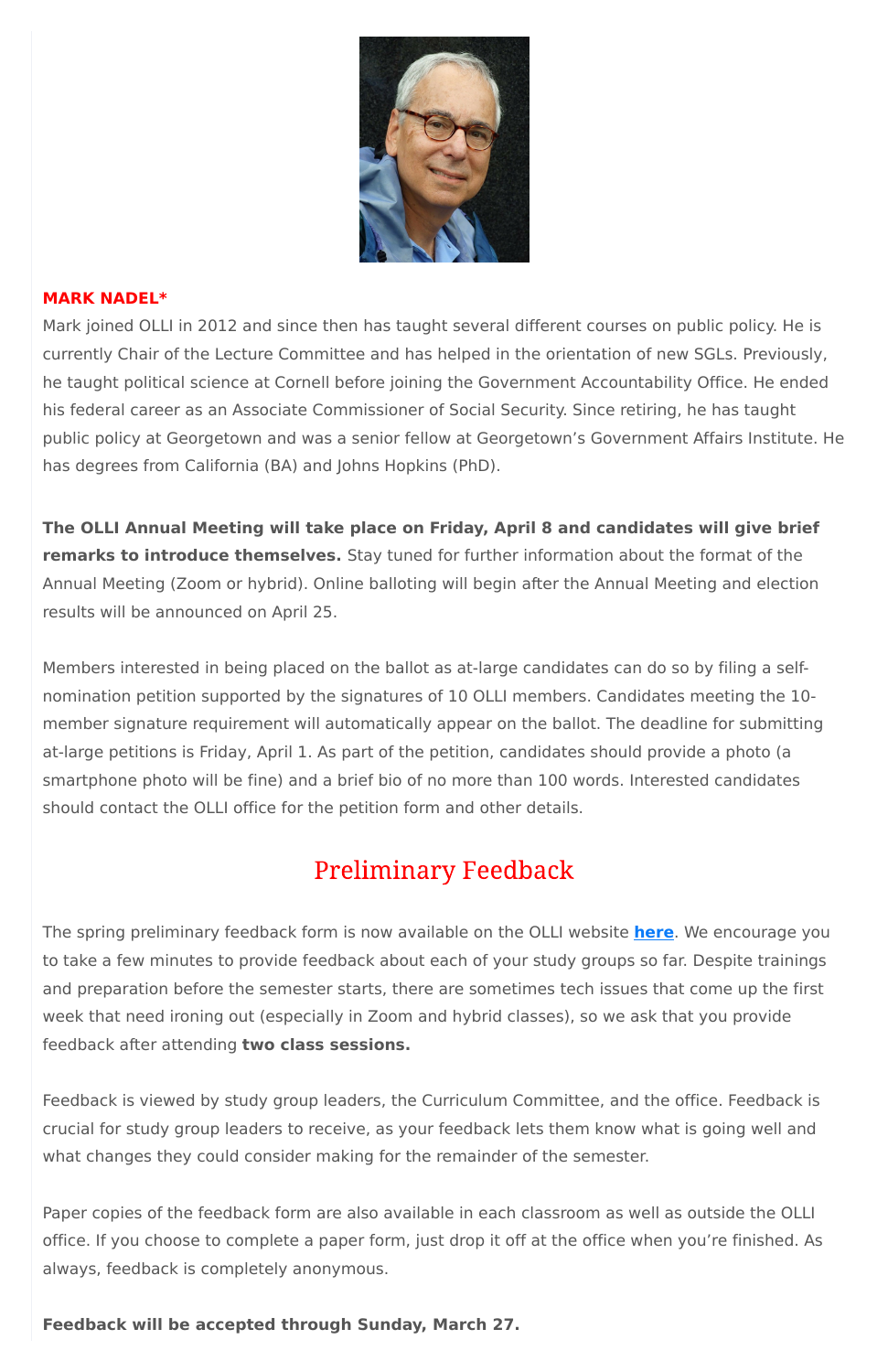**MARK NADEL***

Mark joined OLLI in 2012 and since then has taught several different courses on public policy. He is currently Chair of the Lecture Committee and has helped in the orientation of new SGLs. Previously, he taught political science at Cornell before joining the Government Accountability Office. He ended his federal career as an Associate Commissioner of Social Security. Since retiring, he has taught public policy at Georgetown and was a senior fellow at Georgetown's Government Affairs Institute. He has degrees from California (BA) and Johns Hopkins (PhD).

**The OLLI Annual Meeting will take place on Friday, April 8 and candidates will give brief remarks to introduce themselves.** Stay tuned for further information about the format of the Annual Meeting (Zoom or hybrid). Online balloting will begin after the Annual Meeting and election results will be announced on April 25.

Members interested in being placed on the ballot as at-large candidates can do so by filing a self-nomination petition supported by the signatures of 10 OLLI members. Candidates meeting the 10-member signature requirement will automatically appear on the ballot. The deadline for submitting at-large petitions is Friday, April 1. As part of the petition, candidates should provide a photo (a smartphone photo will be fine) and a brief bio of no more than 100 words. Interested candidates should contact the OLLI office for the petition form and other details.

## Preliminary Feedback

The spring preliminary feedback form is now available on the OLLI website **here**. We encourage you to take a few minutes to provide feedback about each of your study groups so far. Despite trainings and preparation before the semester starts, there are sometimes tech issues that come up the first week that need ironing out (especially in Zoom and hybrid classes), so we ask that you provide feedback after attending **two class sessions.**

Feedback is viewed by study group leaders, the Curriculum Committee, and the office. Feedback is crucial for study group leaders to receive, as your feedback lets them know what is going well and what changes they could consider making for the remainder of the semester.

Paper copies of the feedback form are also available in each classroom as well as outside the OLLI office. If you choose to complete a paper form, just drop it off at the office when you're finished. As always, feedback is completely anonymous.

**Feedback will be accepted through Sunday, March 27.**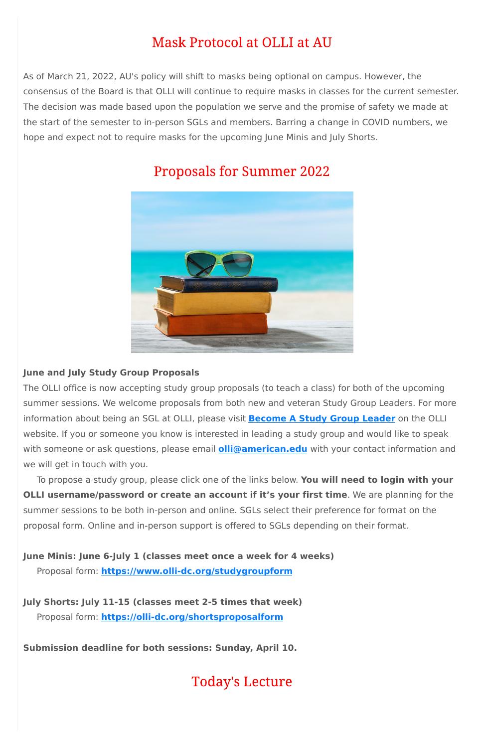## Mask Protocol at OLLI at AU

As of March 21, 2022, AU's policy will shift to masks being optional on campus. However, the consensus of the Board is that OLLI will continue to require masks in classes for the current semester. The decision was made based upon the population we serve and the promise of safety we made at the start of the semester to in-person SGLs and members. Barring a change in COVID numbers, we hope and expect not to require masks for the upcoming June Minis and July Shorts.

## Proposals for Summer 2022

**June and July Study Group Proposals**

The OLLI office is now accepting study group proposals (to teach a class) for both of the upcoming summer sessions. We welcome proposals from both new and veteran Study Group Leaders. For more information about being an SGL at OLLI, please visit **Become A Study Group Leader** on the OLLI website. If you or someone you know is interested in leading a study group and would like to speak with someone or ask questions, please email **olli@american.edu** with your contact information and we will get in touch with you.

To propose a study group, please click one of the links below. **You will need to login with your OLLI username/password or create an account if it's your first time**. We are planning for the summer sessions to be both in-person and online. SGLs select their preference for format on the proposal form. Online and in-person support is offered to SGLs depending on their format.

**June Minis: June 6-July 1 (classes meet once a week for 4 weeks)**
Proposal form: **https://www.olli-dc.org/studygroupform**

**July Shorts: July 11-15 (classes meet 2-5 times that week)**
Proposal form: **https://olli-dc.org/shortsproposalform**

**Submission deadline for both sessions: Sunday, April 10.**

## Today's Lecture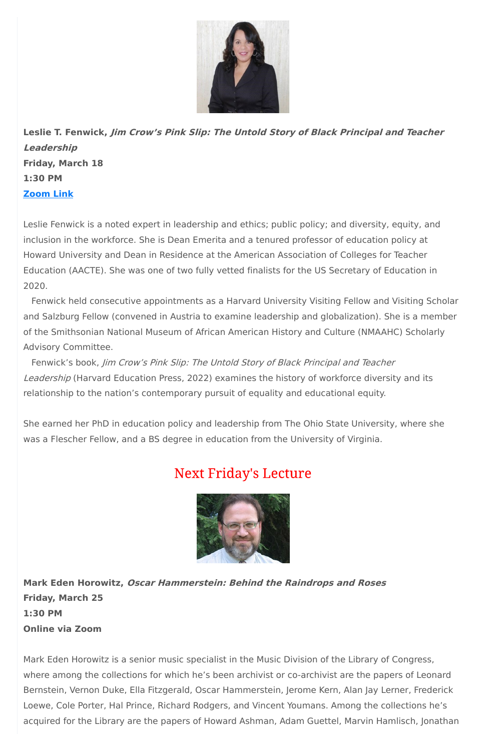**Leslie T. Fenwick, *Jim Crow's Pink Slip: The Untold Story of Black Principal and Teacher Leadership***
**Friday, March 18**
**1:30 PM**
**[Zoom Link]**

Leslie Fenwick is a noted expert in leadership and ethics; public policy; and diversity, equity, and inclusion in the workforce. She is Dean Emerita and a tenured professor of education policy at Howard University and Dean in Residence at the American Association of Colleges for Teacher Education (AACTE). She was one of two fully vetted finalists for the US Secretary of Education in 2020.

Fenwick held consecutive appointments as a Harvard University Visiting Fellow and Visiting Scholar and Salzburg Fellow (convened in Austria to examine leadership and globalization). She is a member of the Smithsonian National Museum of African American History and Culture (NMAAHC) Scholarly Advisory Committee.

Fenwick's book, *Jim Crow's Pink Slip: The Untold Story of Black Principal and Teacher Leadership* (Harvard Education Press, 2022) examines the history of workforce diversity and its relationship to the nation's contemporary pursuit of equality and educational equity.

She earned her PhD in education policy and leadership from The Ohio State University, where she was a Flescher Fellow, and a BS degree in education from the University of Virginia.

## Next Friday's Lecture

**Mark Eden Horowitz, *Oscar Hammerstein: Behind the Raindrops and Roses***
**Friday, March 25**
**1:30 PM**
**Online via Zoom**

Mark Eden Horowitz is a senior music specialist in the Music Division of the Library of Congress, where among the collections for which he's been archivist or co-archivist are the papers of Leonard Bernstein, Vernon Duke, Ella Fitzgerald, Oscar Hammerstein, Jerome Kern, Alan Jay Lerner, Frederick Loewe, Cole Porter, Hal Prince, Richard Rodgers, and Vincent Youmans. Among the collections he's acquired for the Library are the papers of Howard Ashman, Adam Guettel, Marvin Hamlisch, Jonathan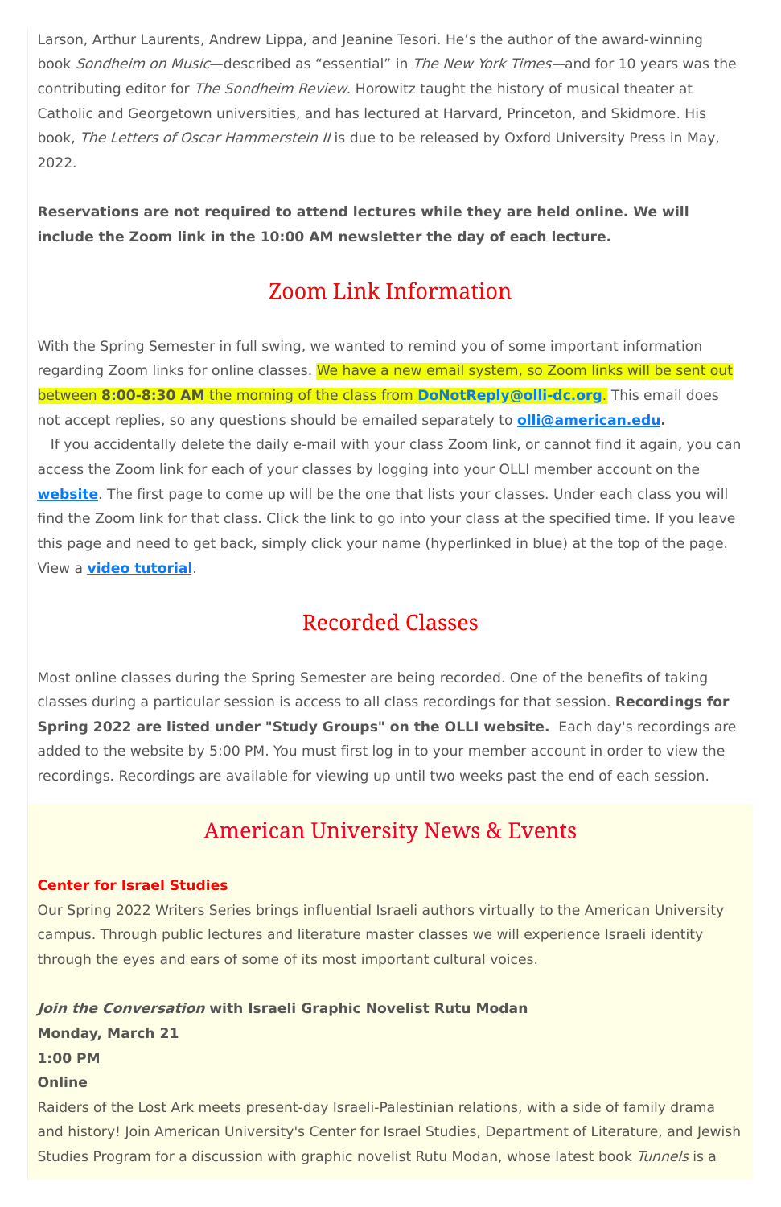Larson, Arthur Laurents, Andrew Lippa, and Jeanine Tesori. He's the author of the award-winning book *Sondheim on Music*—described as "essential" in *The New York Times*—and for 10 years was the contributing editor for *The Sondheim Review*. Horowitz taught the history of musical theater at Catholic and Georgetown universities, and has lectured at Harvard, Princeton, and Skidmore. His book, *The Letters of Oscar Hammerstein II* is due to be released by Oxford University Press in May, 2022.

**Reservations are not required to attend lectures while they are held online. We will include the Zoom link in the 10:00 AM newsletter the day of each lecture.**

## Zoom Link Information

With the Spring Semester in full swing, we wanted to remind you of some important information regarding Zoom links for online classes. We have a new email system, so Zoom links will be sent out between **8:00-8:30 AM** the morning of the class from **DoNotReply@olli-dc.org**. This email does not accept replies, so any questions should be emailed separately to **olli@american.edu.**

If you accidentally delete the daily e-mail with your class Zoom link, or cannot find it again, you can access the Zoom link for each of your classes by logging into your OLLI member account on the **website**. The first page to come up will be the one that lists your classes. Under each class you will find the Zoom link for that class. Click the link to go into your class at the specified time. If you leave this page and need to get back, simply click your name (hyperlinked in blue) at the top of the page. View a **video tutorial**.

## Recorded Classes

Most online classes during the Spring Semester are being recorded. One of the benefits of taking classes during a particular session is access to all class recordings for that session. **Recordings for Spring 2022 are listed under "Study Groups" on the OLLI website.** Each day's recordings are added to the website by 5:00 PM. You must first log in to your member account in order to view the recordings. Recordings are available for viewing up until two weeks past the end of each session.

## American University News & Events

**Center for Israel Studies**

Our Spring 2022 Writers Series brings influential Israeli authors virtually to the American University campus. Through public lectures and literature master classes we will experience Israeli identity through the eyes and ears of some of its most important cultural voices.

***Join the Conversation* with Israeli Graphic Novelist Rutu Modan**
**Monday, March 21**
**1:00 PM**
**Online**

Raiders of the Lost Ark meets present-day Israeli-Palestinian relations, with a side of family drama and history! Join American University's Center for Israel Studies, Department of Literature, and Jewish Studies Program for a discussion with graphic novelist Rutu Modan, whose latest book *Tunnels* is a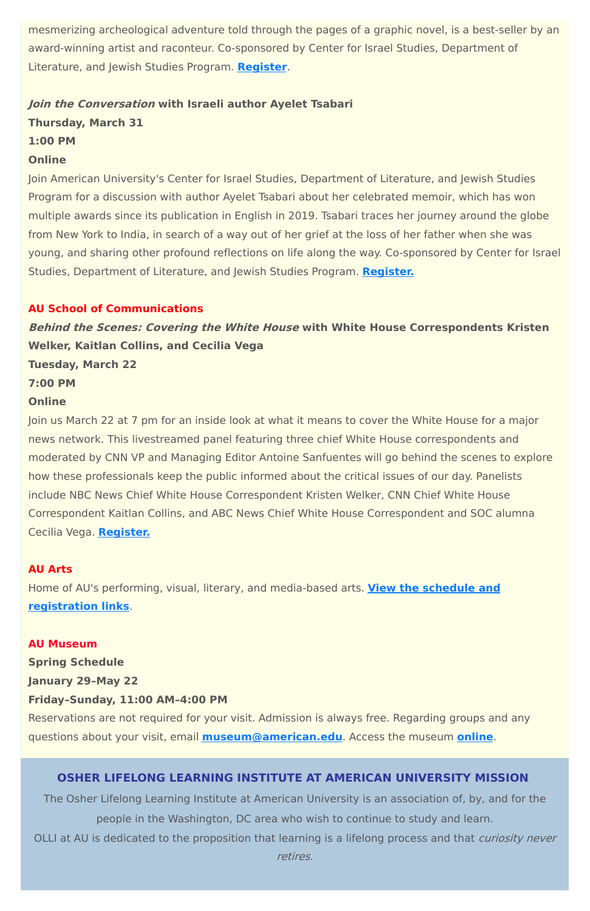mesmerizing archeological adventure told through the pages of a graphic novel, is a best-seller by an award-winning artist and raconteur. Co-sponsored by Center for Israel Studies, Department of Literature, and Jewish Studies Program. **Register**.

***Join the Conversation*** **with Israeli author Ayelet Tsabari**
**Thursday, March 31**
**1:00 PM**
**Online**

Join American University's Center for Israel Studies, Department of Literature, and Jewish Studies Program for a discussion with author Ayelet Tsabari about her celebrated memoir, which has won multiple awards since its publication in English in 2019. Tsabari traces her journey around the globe from New York to India, in search of a way out of her grief at the loss of her father when she was young, and sharing other profound reflections on life along the way. Co-sponsored by Center for Israel Studies, Department of Literature, and Jewish Studies Program. **Register.**

### AU School of Communications

***Behind the Scenes: Covering the White House*** **with White House Correspondents Kristen Welker, Kaitlan Collins, and Cecilia Vega**
**Tuesday, March 22**
**7:00 PM**
**Online**

Join us March 22 at 7 pm for an inside look at what it means to cover the White House for a major news network. This livestreamed panel featuring three chief White House correspondents and moderated by CNN VP and Managing Editor Antoine Sanfuentes will go behind the scenes to explore how these professionals keep the public informed about the critical issues of our day. Panelists include NBC News Chief White House Correspondent Kristen Welker, CNN Chief White House Correspondent Kaitlan Collins, and ABC News Chief White House Correspondent and SOC alumna Cecilia Vega. **Register.**

### AU Arts

Home of AU's performing, visual, literary, and media-based arts. **View the schedule and registration links**.

### AU Museum

**Spring Schedule**
**January 29–May 22**
**Friday–Sunday, 11:00 AM–4:00 PM**

Reservations are not required for your visit. Admission is always free. Regarding groups and any questions about your visit, email **museum@american.edu**. Access the museum **online**.

## OSHER LIFELONG LEARNING INSTITUTE AT AMERICAN UNIVERSITY MISSION

The Osher Lifelong Learning Institute at American University is an association of, by, and for the people in the Washington, DC area who wish to continue to study and learn.
OLLI at AU is dedicated to the proposition that learning is a lifelong process and that *curiosity never retires.*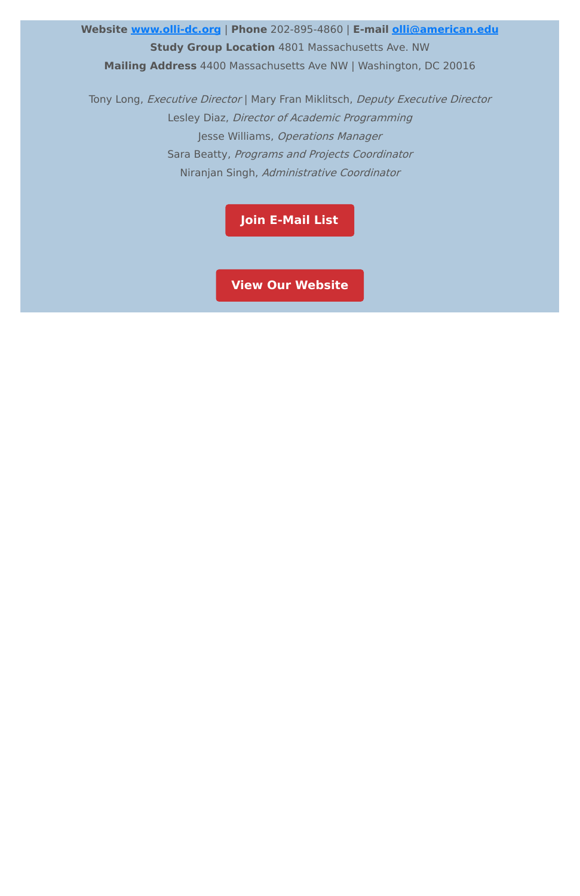**Website** [www.olli-dc.org](http://www.olli-dc.org) | **Phone** 202-895-4860 | **E-mail** [olli@american.edu](mailto:olli@american.edu)

**Study Group Location** 4801 Massachusetts Ave. NW

**Mailing Address** 4400 Massachusetts Ave NW | Washington, DC 20016

Tony Long, *Executive Director* | Mary Fran Miklitsch, *Deputy Executive Director*

Lesley Diaz, *Director of Academic Programming*

Jesse Williams, *Operations Manager*

Sara Beatty, *Programs and Projects Coordinator*

Niranjan Singh, *Administrative Coordinator*

**Join E-Mail List**

**View Our Website**